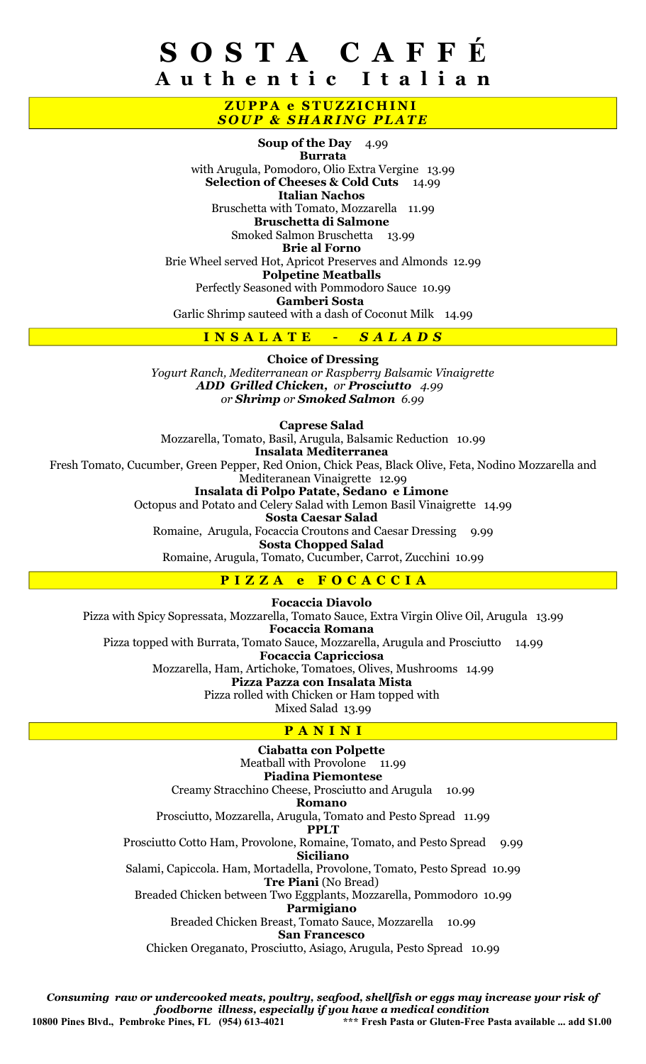# SOSTA CAFFÉ
## Authentic Italian

### ZUPPA e STUZZICHINI
### *SOUP & SHARING PLATE*

**Soup of the Day** 4.99

**Burrata**
with Arugula, Pomodoro, Olio Extra Vergine 13.99

**Selection of Cheeses & Cold Cuts** 14.99

**Italian Nachos**
Bruschetta with Tomato, Mozzarella 11.99

**Bruschetta di Salmone**
Smoked Salmon Bruschetta 13.99

**Brie al Forno**
Brie Wheel served Hot, Apricot Preserves and Almonds 12.99

**Polpetine Meatballs**
Perfectly Seasoned with Pommodoro Sauce 10.99

**Gamberi Sosta**
Garlic Shrimp sauteed with a dash of Coconut Milk 14.99

### INSALATE - *SALADS*

**Choice of Dressing**
*Yogurt Ranch, Mediterranean or Raspberry Balsamic Vinaigrette*
***ADD Grilled Chicken,*** *or* ***Prosciutto*** *4.99*
*or* ***Shrimp*** *or* ***Smoked Salmon*** *6.99*

**Caprese Salad**
Mozzarella, Tomato, Basil, Arugula, Balsamic Reduction 10.99

**Insalata Mediterranea**
Fresh Tomato, Cucumber, Green Pepper, Red Onion, Chick Peas, Black Olive, Feta, Nodino Mozzarella and Mediteranean Vinaigrette 12.99

**Insalata di Polpo Patate, Sedano e Limone**
Octopus and Potato and Celery Salad with Lemon Basil Vinaigrette 14.99

**Sosta Caesar Salad**
Romaine, Arugula, Focaccia Croutons and Caesar Dressing 9.99

**Sosta Chopped Salad**
Romaine, Arugula, Tomato, Cucumber, Carrot, Zucchini 10.99

### PIZZA e FOCACCIA

**Focaccia Diavolo**
Pizza with Spicy Sopressata, Mozzarella, Tomato Sauce, Extra Virgin Olive Oil, Arugula 13.99

**Focaccia Romana**
Pizza topped with Burrata, Tomato Sauce, Mozzarella, Arugula and Prosciutto 14.99

**Focaccia Capricciosa**
Mozzarella, Ham, Artichoke, Tomatoes, Olives, Mushrooms 14.99

**Pizza Pazza con Insalata Mista**
Pizza rolled with Chicken or Ham topped with
Mixed Salad 13.99

### PANINI

**Ciabatta con Polpette**
Meatball with Provolone 11.99

**Piadina Piemontese**
Creamy Stracchino Cheese, Prosciutto and Arugula 10.99

**Romano**
Prosciutto, Mozzarella, Arugula, Tomato and Pesto Spread 11.99

**PPLT**
Prosciutto Cotto Ham, Provolone, Romaine, Tomato, and Pesto Spread 9.99

**Siciliano**
Salami, Capiccola. Ham, Mortadella, Provolone, Tomato, Pesto Spread 10.99

**Tre Piani** (No Bread)
Breaded Chicken between Two Eggplants, Mozzarella, Pommodoro 10.99

**Parmigiano**
Breaded Chicken Breast, Tomato Sauce, Mozzarella 10.99

**San Francesco**
Chicken Oreganato, Prosciutto, Asiago, Arugula, Pesto Spread 10.99

***Consuming raw or undercooked meats, poultry, seafood, shellfish or eggs may increase your risk of foodborne illness, especially if you have a medical condition***

**10800 Pines Blvd., Pembroke Pines, FL (954) 613-4021**

**\*\*\* Fresh Pasta or Gluten-Free Pasta available ... add $1.00**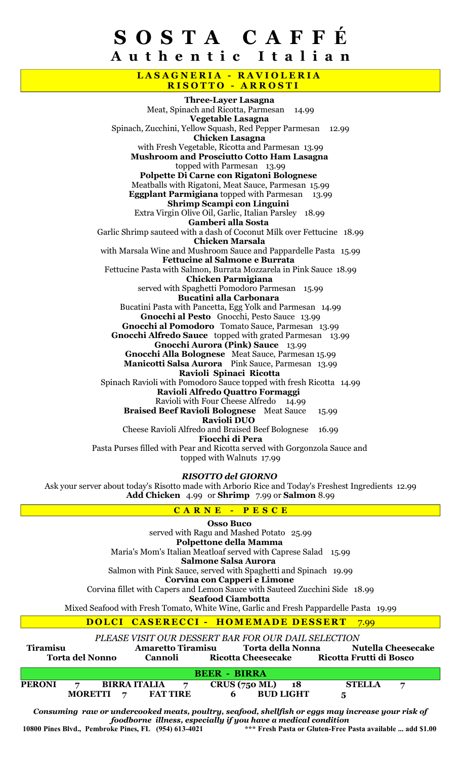# SOSTA CAFFÉ

## Authentic Italian

## LASAGNERIA - RAVIOLERIA RISOTTO - ARROSTI

**Three-Layer Lasagna**
Meat, Spinach and Ricotta, Parmesan 14.99

**Vegetable Lasagna**
Spinach, Zucchini, Yellow Squash, Red Pepper Parmesan 12.99

**Chicken Lasagna**
with Fresh Vegetable, Ricotta and Parmesan 13.99

**Mushroom and Prosciutto Cotto Ham Lasagna**
topped with Parmesan 13.99

**Polpette Di Carne con Rigatoni Bolognese**
Meatballs with Rigatoni, Meat Sauce, Parmesan 15.99

**Eggplant Parmigiana** topped with Parmesan 13.99

**Shrimp Scampi con Linguini**
Extra Virgin Olive Oil, Garlic, Italian Parsley 18.99

**Gamberi alla Sosta**
Garlic Shrimp sauteed with a dash of Coconut Milk over Fettucine 18.99

**Chicken Marsala**
with Marsala Wine and Mushroom Sauce and Pappardelle Pasta 15.99

**Fettucine al Salmone e Burrata**
Fettucine Pasta with Salmon, Burrata Mozzarela in Pink Sauce 18.99

**Chicken Parmigiana**
served with Spaghetti Pomodoro Parmesan 15.99

**Bucatini alla Carbonara**
Bucatini Pasta with Pancetta, Egg Yolk and Parmesan 14.99

**Gnocchi al Pesto** Gnocchi, Pesto Sauce 13.99

**Gnocchi al Pomodoro** Tomato Sauce, Parmesan 13.99

**Gnocchi Alfredo Sauce** topped with grated Parmesan 13.99

**Gnocchi Aurora (Pink) Sauce** 13.99

**Gnocchi Alla Bolognese** Meat Sauce, Parmesan 15.99

**Manicotti Salsa Aurora** Pink Sauce, Parmesan 13.99

**Ravioli Spinaci Ricotta**
Spinach Ravioli with Pomodoro Sauce topped with fresh Ricotta 14.99

**Ravioli Alfredo Quattro Formaggi**
Ravioli with Four Cheese Alfredo 14.99

**Braised Beef Ravioli Bolognese** Meat Sauce 15.99

**Ravioli DUO**
Cheese Ravioli Alfredo and Braised Beef Bolognese 16.99

**Fiocchi di Pera**
Pasta Purses filled with Pear and Ricotta served with Gorgonzola Sauce and topped with Walnuts 17.99

***RISOTTO del GIORNO***
Ask your server about today's Risotto made with Arborio Rice and Today's Freshest Ingredients 12.99
**Add Chicken** 4.99 or **Shrimp** 7.99 or **Salmon** 8.99

## CARNE - PESCE

**Osso Buco**
served with Ragu and Mashed Potato 25.99

**Polpettone della Mamma**
Maria's Mom's Italian Meatloaf served with Caprese Salad 15.99

**Salmone Salsa Aurora**
Salmon with Pink Sauce, served with Spaghetti and Spinach 19.99

**Corvina con Capperi e Limone**
Corvina fillet with Capers and Lemon Sauce with Sauteed Zucchini Side 18.99

**Seafood Ciambotta**
Mixed Seafood with Fresh Tomato, White Wine, Garlic and Fresh Pappardelle Pasta 19.99

## DOLCI CASERECCI - HOMEMADE DESSERT 7.99

*PLEASE VISIT OUR DESSERT BAR FOR OUR DAIL SELECTION*

**Tiramisu** · **Amaretto Tiramisu** · **Torta della Nonna** · **Nutella Cheesecake**
**Torta del Nonno** · **Cannoli** · **Ricotta Cheesecake** · **Ricotta Frutti di Bosco**

## BEER - BIRRA

**PERONI** 7 · **BIRRA ITALIA** 7 · **CRUS (750 ML)** 18 · **STELLA** 7
**MORETTI** 7 · **FAT TIRE** 6 · **BUD LIGHT** 5

***Consuming raw or undercooked meats, poultry, seafood, shellfish or eggs may increase your risk of foodborne illness, especially if you have a medical condition***

**10800 Pines Blvd., Pembroke Pines, FL (954) 613-4021**

**\*\*\* Fresh Pasta or Gluten-Free Pasta available ... add $1.00**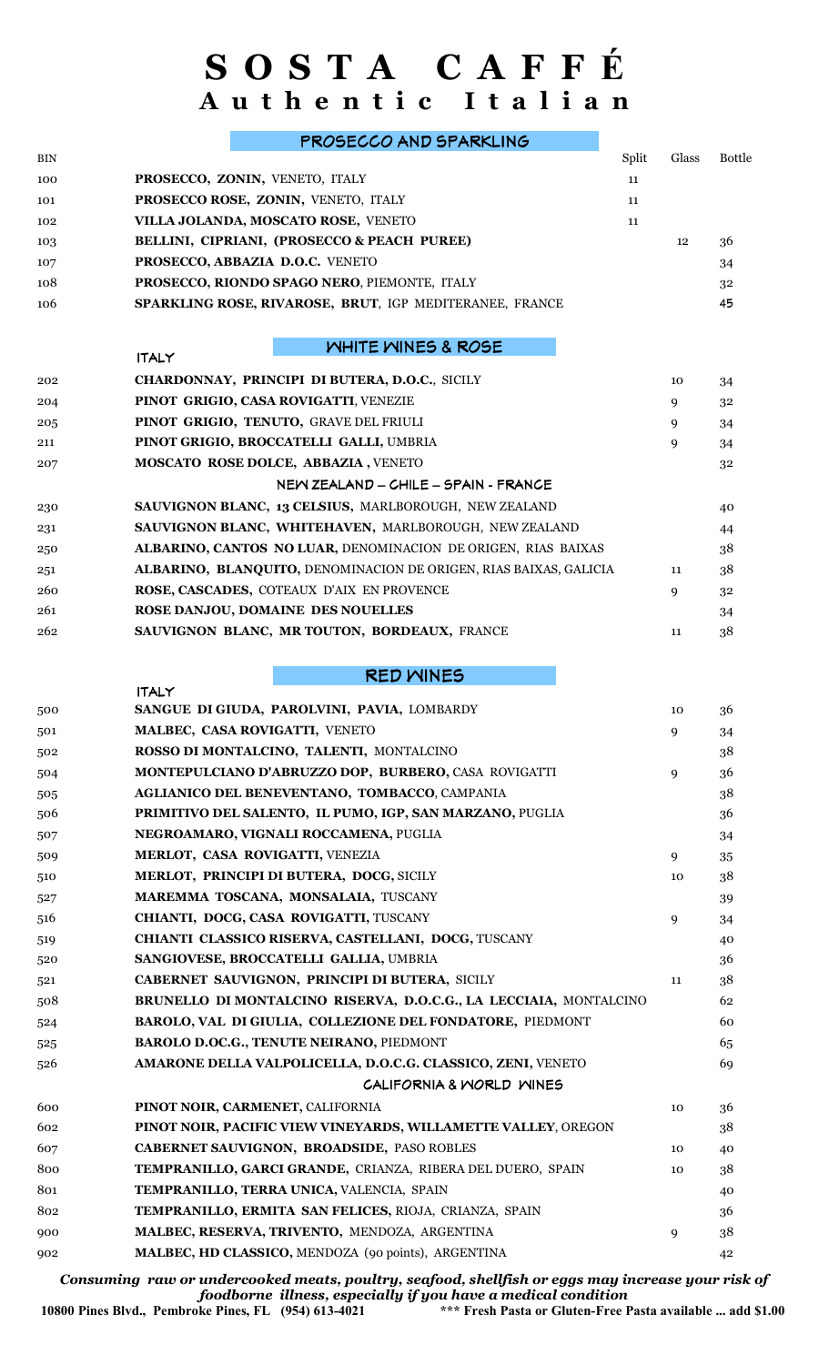# S O S T A C A F F É
## A u t h e n t i c I t a l i a n

### PROSECCO AND SPARKLING

| BIN | | Split | Glass | Bottle |
|---|---|---|---|---|
| 100 | **PROSECCO, ZONIN,** VENETO, ITALY | 11 | | |
| 101 | **PROSECCO ROSE, ZONIN,** VENETO, ITALY | 11 | | |
| 102 | **VILLA JOLANDA, MOSCATO ROSE,** VENETO | 11 | | |
| 103 | **BELLINI, CIPRIANI, (PROSECCO & PEACH PUREE)** | | 12 | 36 |
| 107 | **PROSECCO, ABBAZIA D.O.C.** VENETO | | | 34 |
| 108 | **PROSECCO, RIONDO SPAGO NERO**, PIEMONTE, ITALY | | | 32 |
| 106 | **SPARKLING ROSE, RIVAROSE, BRUT**, IGP MEDITERANEE, FRANCE | | | 45 |

### WHITE WINES & ROSE

| | | Glass | Bottle |
|---|---|---|---|
| | ITALY | | |
| 202 | **CHARDONNAY, PRINCIPI DI BUTERA, D.O.C.**, SICILY | 10 | 34 |
| 204 | **PINOT GRIGIO, CASA ROVIGATTI**, VENEZIE | 9 | 32 |
| 205 | **PINOT GRIGIO, TENUTO,** GRAVE DEL FRIULI | 9 | 34 |
| 211 | **PINOT GRIGIO, BROCCATELLI GALLI,** UMBRIA | 9 | 34 |
| 207 | **MOSCATO ROSE DOLCE, ABBAZIA ,** VENETO | | 32 |
| | NEW ZEALAND – CHILE – SPAIN - FRANCE | | |
| 230 | **SAUVIGNON BLANC, 13 CELSIUS,** MARLBOROUGH, NEW ZEALAND | | 40 |
| 231 | **SAUVIGNON BLANC, WHITEHAVEN,** MARLBOROUGH, NEW ZEALAND | | 44 |
| 250 | **ALBARINO, CANTOS NO LUAR,** DENOMINACION DE ORIGEN, RIAS BAIXAS | | 38 |
| 251 | **ALBARINO, BLANQUITO,** DENOMINACION DE ORIGEN, RIAS BAIXAS, GALICIA | 11 | 38 |
| 260 | **ROSE, CASCADES,** COTEAUX D'AIX EN PROVENCE | 9 | 32 |
| 261 | **ROSE DANJOU, DOMAINE DES NOUELLES** | | 34 |
| 262 | **SAUVIGNON BLANC, MR TOUTON, BORDEAUX,** FRANCE | 11 | 38 |

### RED WINES

| | | Glass | Bottle |
|---|---|---|---|
| | ITALY | | |
| 500 | **SANGUE DI GIUDA, PAROLVINI, PAVIA,** LOMBARDY | 10 | 36 |
| 501 | **MALBEC, CASA ROVIGATTI,** VENETO | 9 | 34 |
| 502 | **ROSSO DI MONTALCINO, TALENTI,** MONTALCINO | | 38 |
| 504 | **MONTEPULCIANO D'ABRUZZO DOP, BURBERO,** CASA ROVIGATTI | 9 | 36 |
| 505 | **AGLIANICO DEL BENEVENTANO, TOMBACCO**, CAMPANIA | | 38 |
| 506 | **PRIMITIVO DEL SALENTO, IL PUMO, IGP, SAN MARZANO,** PUGLIA | | 36 |
| 507 | **NEGROAMARO, VIGNALI ROCCAMENA,** PUGLIA | | 34 |
| 509 | **MERLOT, CASA ROVIGATTI,** VENEZIA | 9 | 35 |
| 510 | **MERLOT, PRINCIPI DI BUTERA, DOCG,** SICILY | 10 | 38 |
| 527 | **MAREMMA TOSCANA, MONSALAIA,** TUSCANY | | 39 |
| 516 | **CHIANTI, DOCG, CASA ROVIGATTI,** TUSCANY | 9 | 34 |
| 519 | **CHIANTI CLASSICO RISERVA, CASTELLANI, DOCG,** TUSCANY | | 40 |
| 520 | **SANGIOVESE, BROCCATELLI GALLIA,** UMBRIA | | 36 |
| 521 | **CABERNET SAUVIGNON, PRINCIPI DI BUTERA,** SICILY | 11 | 38 |
| 508 | **BRUNELLO DI MONTALCINO RISERVA, D.O.C.G., LA LECCIAIA,** MONTALCINO | | 62 |
| 524 | **BAROLO, VAL DI GIULIA, COLLEZIONE DEL FONDATORE,** PIEDMONT | | 60 |
| 525 | **BAROLO D.OC.G., TENUTE NEIRANO,** PIEDMONT | | 65 |
| 526 | **AMARONE DELLA VALPOLICELLA, D.O.C.G. CLASSICO, ZENI,** VENETO | | 69 |
| | CALIFORNIA & WORLD WINES | | |
| 600 | **PINOT NOIR, CARMENET,** CALIFORNIA | 10 | 36 |
| 602 | **PINOT NOIR, PACIFIC VIEW VINEYARDS, WILLAMETTE VALLEY**, OREGON | | 38 |
| 607 | **CABERNET SAUVIGNON, BROADSIDE,** PASO ROBLES | 10 | 40 |
| 800 | **TEMPRANILLO, GARCI GRANDE,** CRIANZA, RIBERA DEL DUERO, SPAIN | 10 | 38 |
| 801 | **TEMPRANILLO, TERRA UNICA,** VALENCIA, SPAIN | | 40 |
| 802 | **TEMPRANILLO, ERMITA SAN FELICES,** RIOJA, CRIANZA, SPAIN | | 36 |
| 900 | **MALBEC, RESERVA, TRIVENTO,** MENDOZA, ARGENTINA | 9 | 38 |
| 902 | **MALBEC, HD CLASSICO,** MENDOZA (90 points), ARGENTINA | | 42 |

***Consuming raw or undercooked meats, poultry, seafood, shellfish or eggs may increase your risk of foodborne illness, especially if you have a medical condition***

**10800 Pines Blvd., Pembroke Pines, FL (954) 613-4021** **\*\*\* Fresh Pasta or Gluten-Free Pasta available ... add $1.00**